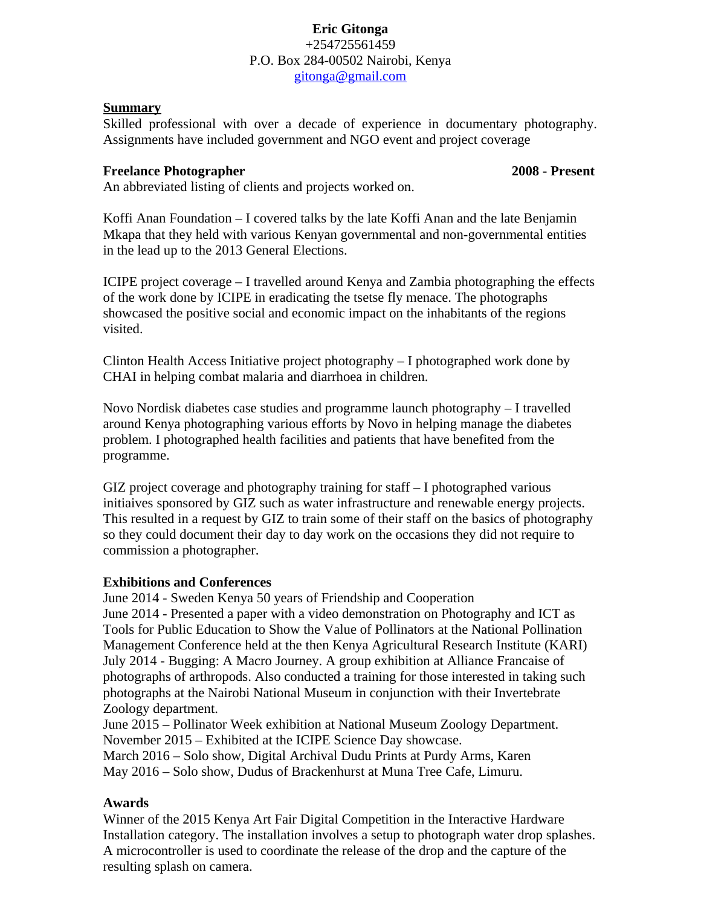**Eric Gitonga**
+254725561459
P.O. Box 284-00502 Nairobi, Kenya
gitonga@gmail.com

## Summary

Skilled professional with over a decade of experience in documentary photography. Assignments have included government and NGO event and project coverage

### Freelance Photographer — 2008 - Present

An abbreviated listing of clients and projects worked on.

Koffi Anan Foundation – I covered talks by the late Koffi Anan and the late Benjamin Mkapa that they held with various Kenyan governmental and non-governmental entities in the lead up to the 2013 General Elections.

ICIPE project coverage – I travelled around Kenya and Zambia photographing the effects of the work done by ICIPE in eradicating the tsetse fly menace. The photographs showcased the positive social and economic impact on the inhabitants of the regions visited.

Clinton Health Access Initiative project photography – I photographed work done by CHAI in helping combat malaria and diarrhoea in children.

Novo Nordisk diabetes case studies and programme launch photography – I travelled around Kenya photographing various efforts by Novo in helping manage the diabetes problem. I photographed health facilities and patients that have benefited from the programme.

GIZ project coverage and photography training for staff – I photographed various initiaives sponsored by GIZ such as water infrastructure and renewable energy projects. This resulted in a request by GIZ to train some of their staff on the basics of photography so they could document their day to day work on the occasions they did not require to commission a photographer.

### Exhibitions and Conferences

June 2014 - Sweden Kenya 50 years of Friendship and Cooperation
June 2014 - Presented a paper with a video demonstration on Photography and ICT as Tools for Public Education to Show the Value of Pollinators at the National Pollination Management Conference held at the then Kenya Agricultural Research Institute (KARI)
July 2014 - Bugging: A Macro Journey. A group exhibition at Alliance Francaise of photographs of arthropods. Also conducted a training for those interested in taking such photographs at the Nairobi National Museum in conjunction with their Invertebrate Zoology department.
June 2015 – Pollinator Week exhibition at National Museum Zoology Department.
November 2015 – Exhibited at the ICIPE Science Day showcase.
March 2016 – Solo show, Digital Archival Dudu Prints at Purdy Arms, Karen
May 2016 – Solo show, Dudus of Brackenhurst at Muna Tree Cafe, Limuru.

### Awards

Winner of the 2015 Kenya Art Fair Digital Competition in the Interactive Hardware Installation category. The installation involves a setup to photograph water drop splashes. A microcontroller is used to coordinate the release of the drop and the capture of the resulting splash on camera.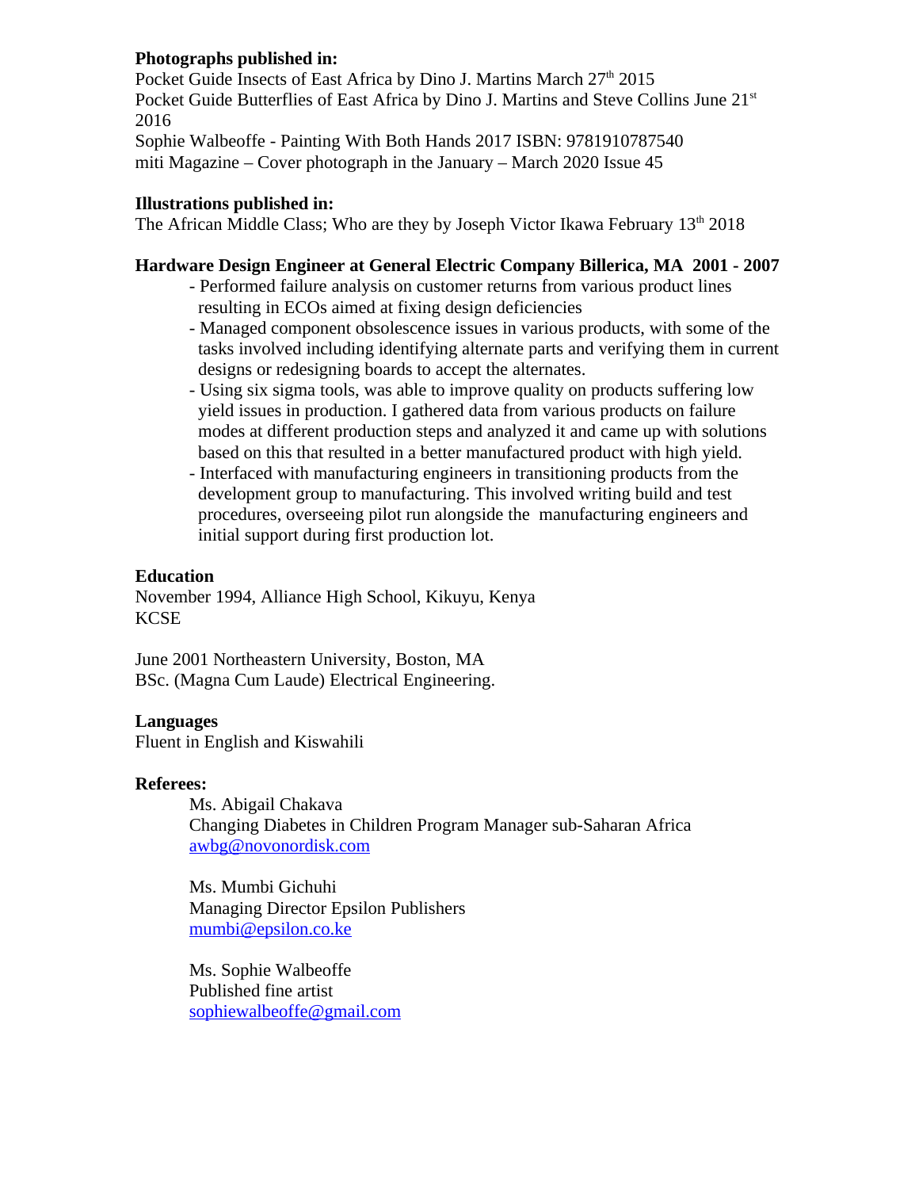**Photographs published in:**
Pocket Guide Insects of East Africa by Dino J. Martins March 27th 2015
Pocket Guide Butterflies of East Africa by Dino J. Martins and Steve Collins June 21st 2016
Sophie Walbeoffe - Painting With Both Hands 2017 ISBN: 9781910787540
miti Magazine – Cover photograph in the January – March 2020 Issue 45

**Illustrations published in:**
The African Middle Class; Who are they by Joseph Victor Ikawa February 13th 2018

**Hardware Design Engineer at General Electric Company Billerica, MA 2001 - 2007**

- Performed failure analysis on customer returns from various product lines resulting in ECOs aimed at fixing design deficiencies
- Managed component obsolescence issues in various products, with some of the tasks involved including identifying alternate parts and verifying them in current designs or redesigning boards to accept the alternates.
- Using six sigma tools, was able to improve quality on products suffering low yield issues in production. I gathered data from various products on failure modes at different production steps and analyzed it and came up with solutions based on this that resulted in a better manufactured product with high yield.
- Interfaced with manufacturing engineers in transitioning products from the development group to manufacturing. This involved writing build and test procedures, overseeing pilot run alongside the manufacturing engineers and initial support during first production lot.

**Education**
November 1994, Alliance High School, Kikuyu, Kenya
KCSE

June 2001 Northeastern University, Boston, MA
BSc. (Magna Cum Laude) Electrical Engineering.

**Languages**
Fluent in English and Kiswahili

**Referees:**

Ms. Abigail Chakava
Changing Diabetes in Children Program Manager sub-Saharan Africa
awbg@novonordisk.com

Ms. Mumbi Gichuhi
Managing Director Epsilon Publishers
mumbi@epsilon.co.ke

Ms. Sophie Walbeoffe
Published fine artist
sophiewalbeoffe@gmail.com